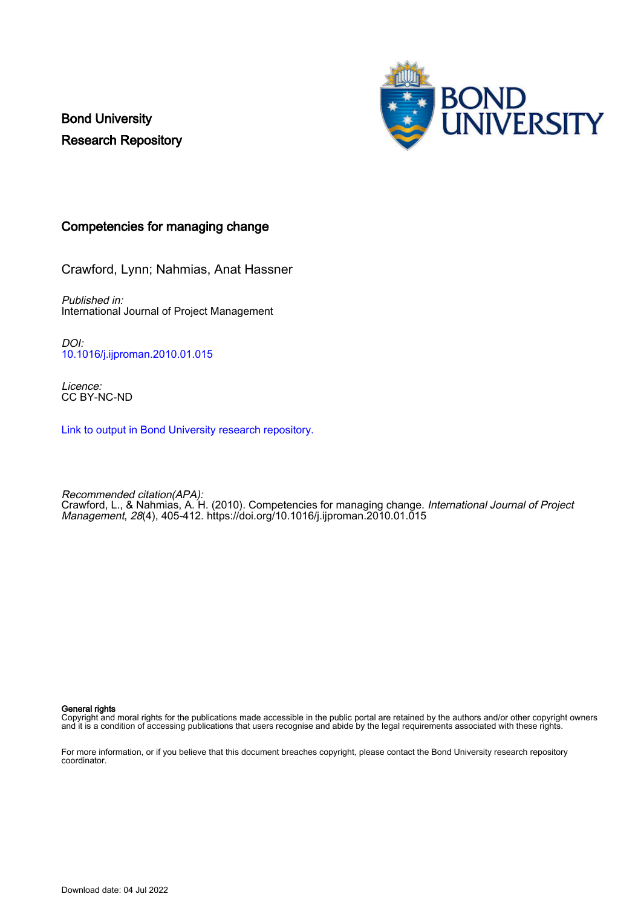Bond University
Research Repository

# Competencies for managing change

Crawford, Lynn; Nahmias, Anat Hassner

*Published in:*
International Journal of Project Management

*DOI:*
10.1016/j.ijproman.2010.01.015

*Licence:*
CC BY-NC-ND

Link to output in Bond University research repository.

*Recommended citation(APA):*
Crawford, L., & Nahmias, A. H. (2010). Competencies for managing change. *International Journal of Project Management*, *28*(4), 405-412. https://doi.org/10.1016/j.ijproman.2010.01.015

**General rights**
Copyright and moral rights for the publications made accessible in the public portal are retained by the authors and/or other copyright owners and it is a condition of accessing publications that users recognise and abide by the legal requirements associated with these rights.

For more information, or if you believe that this document breaches copyright, please contact the Bond University research repository coordinator.

Download date: 04 Jul 2022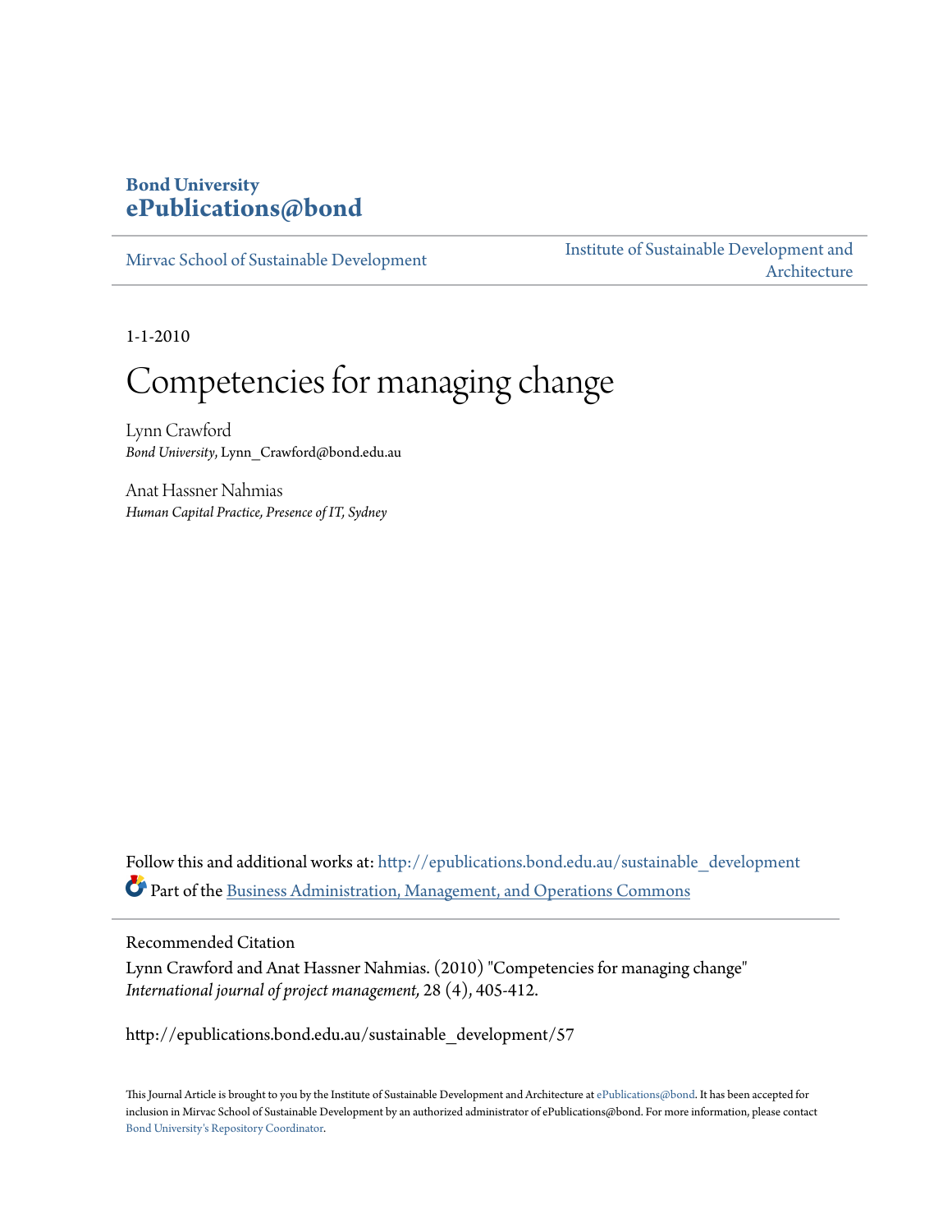# Bond University
# ePublications@bond

Mirvac School of Sustainable Development

Institute of Sustainable Development and Architecture

1-1-2010

# Competencies for managing change

Lynn Crawford
*Bond University*, Lynn_Crawford@bond.edu.au

Anat Hassner Nahmias
*Human Capital Practice, Presence of IT, Sydney*

Follow this and additional works at: http://epublications.bond.edu.au/sustainable_development

Part of the Business Administration, Management, and Operations Commons

Recommended Citation

Lynn Crawford and Anat Hassner Nahmias. (2010) "Competencies for managing change" *International journal of project management,* 28 (4), 405-412.

http://epublications.bond.edu.au/sustainable_development/57

This Journal Article is brought to you by the Institute of Sustainable Development and Architecture at ePublications@bond. It has been accepted for inclusion in Mirvac School of Sustainable Development by an authorized administrator of ePublications@bond. For more information, please contact Bond University's Repository Coordinator.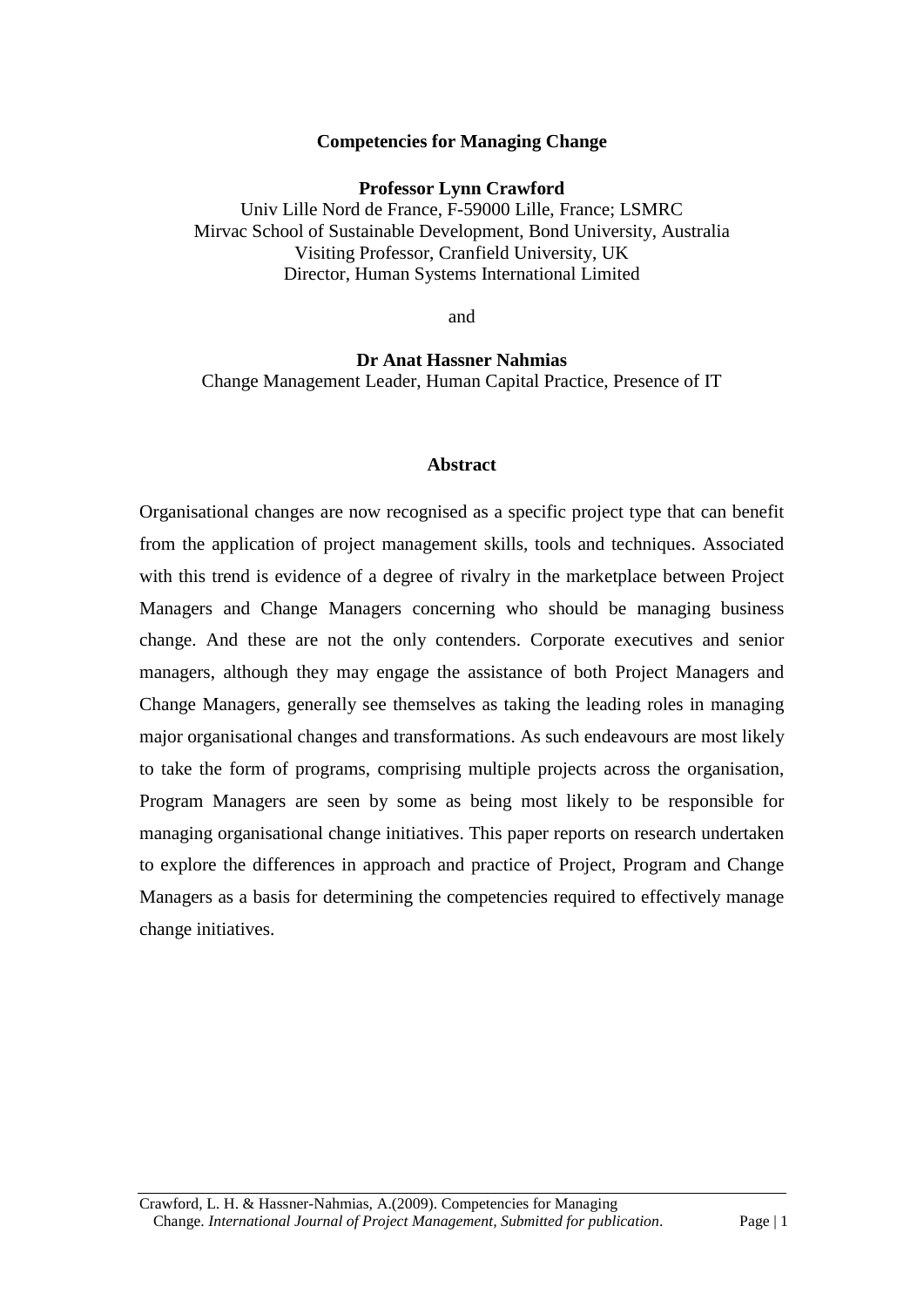**Competencies for Managing Change**

**Professor Lynn Crawford**
Univ Lille Nord de France, F-59000 Lille, France; LSMRC
Mirvac School of Sustainable Development, Bond University, Australia
Visiting Professor, Cranfield University, UK
Director, Human Systems International Limited

and

**Dr Anat Hassner Nahmias**
Change Management Leader, Human Capital Practice, Presence of IT

## Abstract

Organisational changes are now recognised as a specific project type that can benefit from the application of project management skills, tools and techniques. Associated with this trend is evidence of a degree of rivalry in the marketplace between Project Managers and Change Managers concerning who should be managing business change. And these are not the only contenders. Corporate executives and senior managers, although they may engage the assistance of both Project Managers and Change Managers, generally see themselves as taking the leading roles in managing major organisational changes and transformations. As such endeavours are most likely to take the form of programs, comprising multiple projects across the organisation, Program Managers are seen by some as being most likely to be responsible for managing organisational change initiatives. This paper reports on research undertaken to explore the differences in approach and practice of Project, Program and Change Managers as a basis for determining the competencies required to effectively manage change initiatives.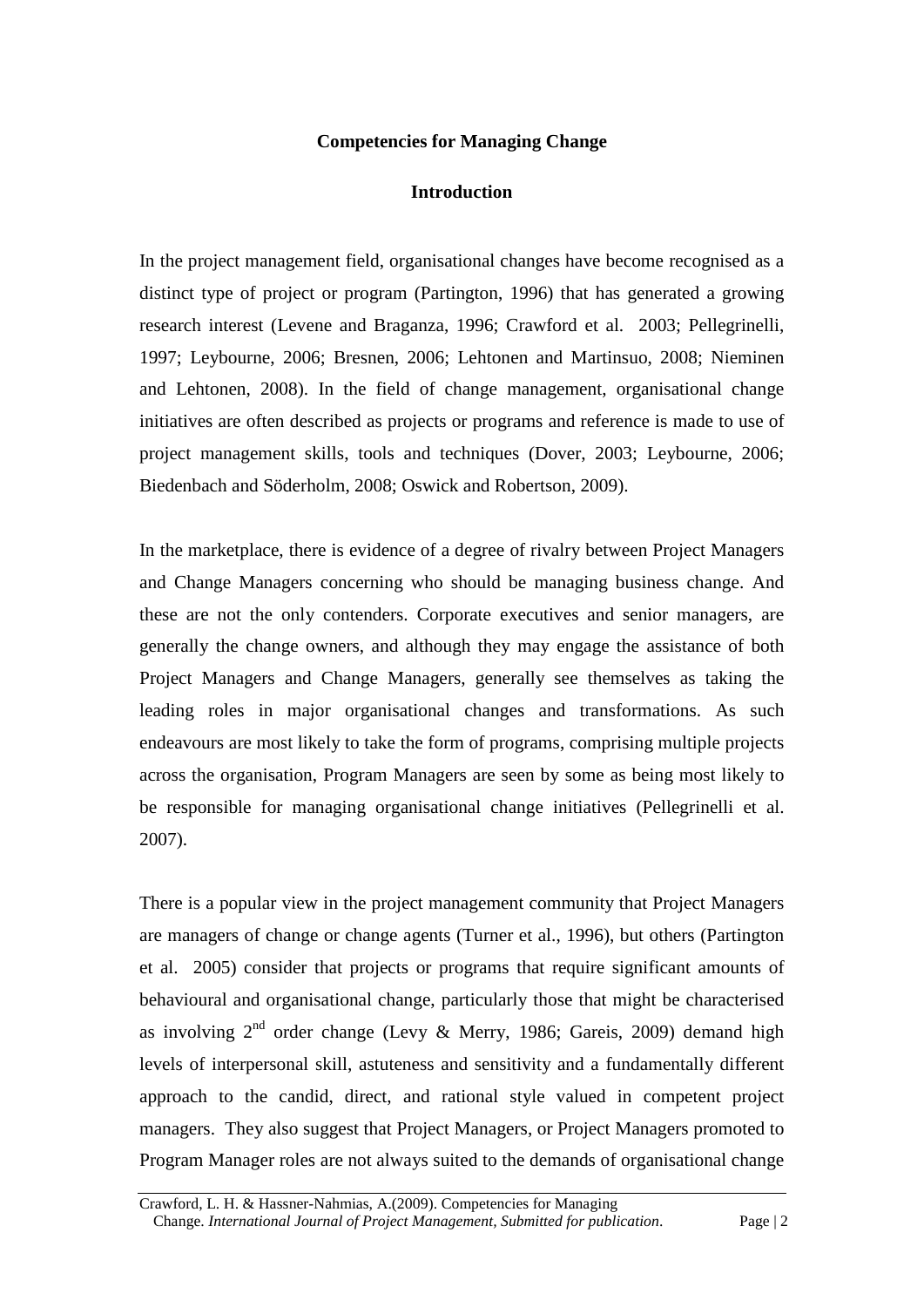**Competencies for Managing Change**

**Introduction**

In the project management field, organisational changes have become recognised as a distinct type of project or program (Partington, 1996) that has generated a growing research interest (Levene and Braganza, 1996; Crawford et al. 2003; Pellegrinelli, 1997; Leybourne, 2006; Bresnen, 2006; Lehtonen and Martinsuo, 2008; Nieminen and Lehtonen, 2008). In the field of change management, organisational change initiatives are often described as projects or programs and reference is made to use of project management skills, tools and techniques (Dover, 2003; Leybourne, 2006; Biedenbach and Söderholm, 2008; Oswick and Robertson, 2009).

In the marketplace, there is evidence of a degree of rivalry between Project Managers and Change Managers concerning who should be managing business change. And these are not the only contenders. Corporate executives and senior managers, are generally the change owners, and although they may engage the assistance of both Project Managers and Change Managers, generally see themselves as taking the leading roles in major organisational changes and transformations. As such endeavours are most likely to take the form of programs, comprising multiple projects across the organisation, Program Managers are seen by some as being most likely to be responsible for managing organisational change initiatives (Pellegrinelli et al. 2007).

There is a popular view in the project management community that Project Managers are managers of change or change agents (Turner et al., 1996), but others (Partington et al. 2005) consider that projects or programs that require significant amounts of behavioural and organisational change, particularly those that might be characterised as involving 2nd order change (Levy & Merry, 1986; Gareis, 2009) demand high levels of interpersonal skill, astuteness and sensitivity and a fundamentally different approach to the candid, direct, and rational style valued in competent project managers. They also suggest that Project Managers, or Project Managers promoted to Program Manager roles are not always suited to the demands of organisational change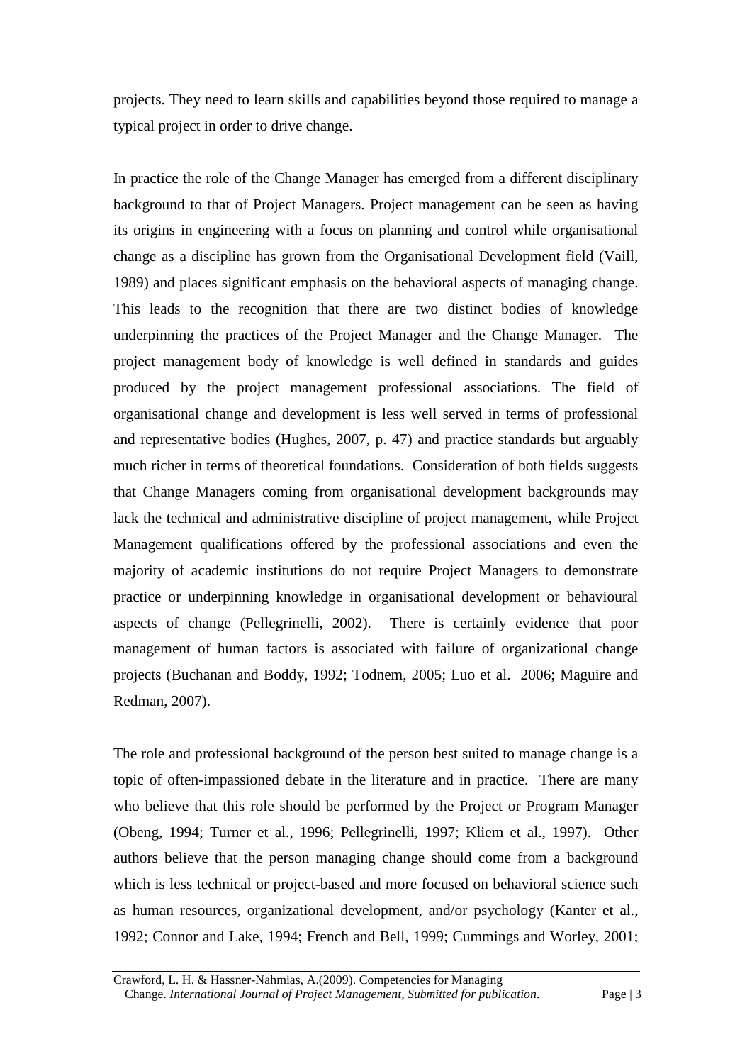projects. They need to learn skills and capabilities beyond those required to manage a typical project in order to drive change.

In practice the role of the Change Manager has emerged from a different disciplinary background to that of Project Managers. Project management can be seen as having its origins in engineering with a focus on planning and control while organisational change as a discipline has grown from the Organisational Development field (Vaill, 1989) and places significant emphasis on the behavioral aspects of managing change. This leads to the recognition that there are two distinct bodies of knowledge underpinning the practices of the Project Manager and the Change Manager. The project management body of knowledge is well defined in standards and guides produced by the project management professional associations. The field of organisational change and development is less well served in terms of professional and representative bodies (Hughes, 2007, p. 47) and practice standards but arguably much richer in terms of theoretical foundations. Consideration of both fields suggests that Change Managers coming from organisational development backgrounds may lack the technical and administrative discipline of project management, while Project Management qualifications offered by the professional associations and even the majority of academic institutions do not require Project Managers to demonstrate practice or underpinning knowledge in organisational development or behavioural aspects of change (Pellegrinelli, 2002). There is certainly evidence that poor management of human factors is associated with failure of organizational change projects (Buchanan and Boddy, 1992; Todnem, 2005; Luo et al. 2006; Maguire and Redman, 2007).

The role and professional background of the person best suited to manage change is a topic of often-impassioned debate in the literature and in practice. There are many who believe that this role should be performed by the Project or Program Manager (Obeng, 1994; Turner et al., 1996; Pellegrinelli, 1997; Kliem et al., 1997). Other authors believe that the person managing change should come from a background which is less technical or project-based and more focused on behavioral science such as human resources, organizational development, and/or psychology (Kanter et al., 1992; Connor and Lake, 1994; French and Bell, 1999; Cummings and Worley, 2001;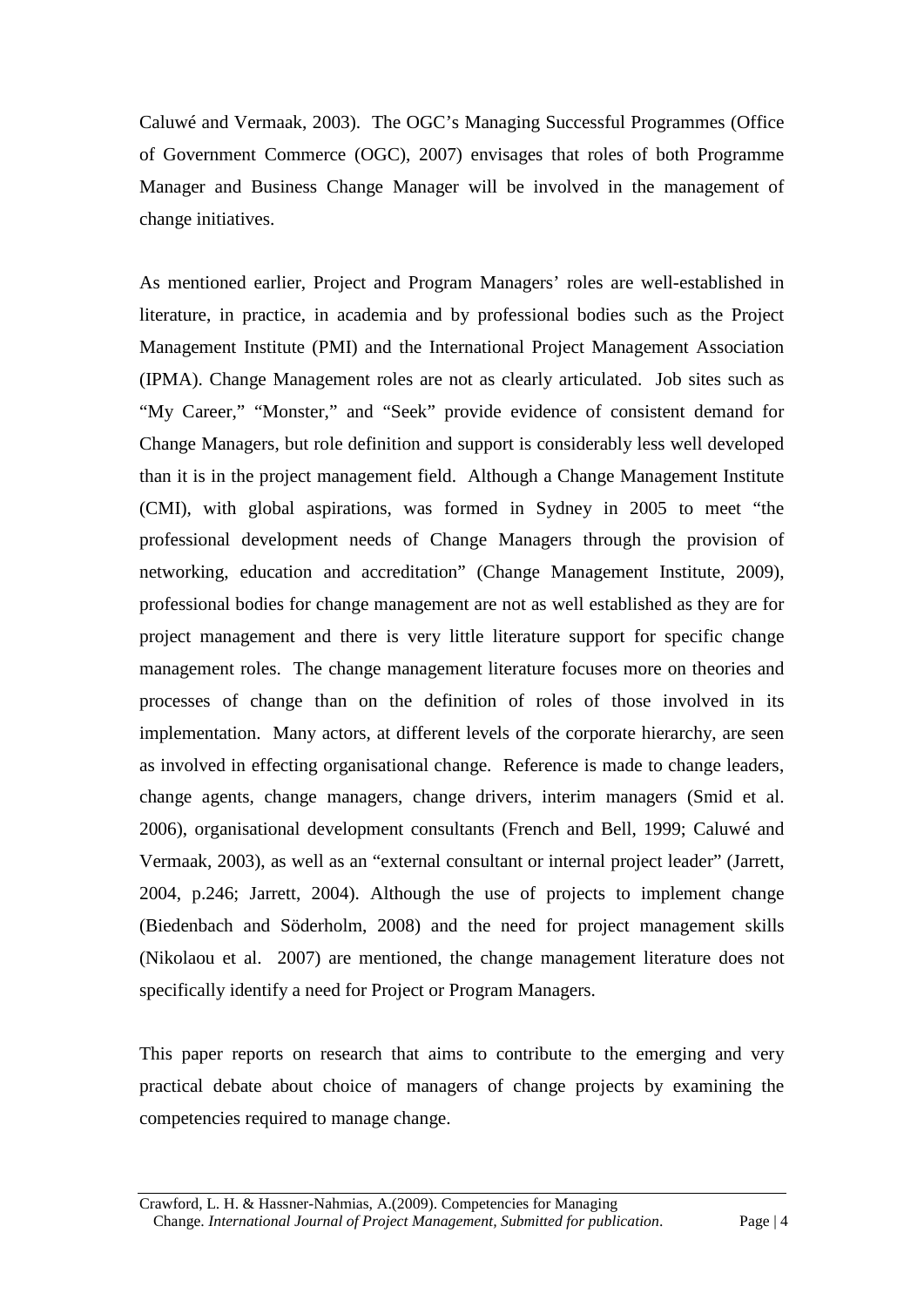Caluwé and Vermaak, 2003). The OGC's Managing Successful Programmes (Office of Government Commerce (OGC), 2007) envisages that roles of both Programme Manager and Business Change Manager will be involved in the management of change initiatives.

As mentioned earlier, Project and Program Managers' roles are well-established in literature, in practice, in academia and by professional bodies such as the Project Management Institute (PMI) and the International Project Management Association (IPMA). Change Management roles are not as clearly articulated. Job sites such as "My Career," "Monster," and "Seek" provide evidence of consistent demand for Change Managers, but role definition and support is considerably less well developed than it is in the project management field. Although a Change Management Institute (CMI), with global aspirations, was formed in Sydney in 2005 to meet "the professional development needs of Change Managers through the provision of networking, education and accreditation" (Change Management Institute, 2009), professional bodies for change management are not as well established as they are for project management and there is very little literature support for specific change management roles. The change management literature focuses more on theories and processes of change than on the definition of roles of those involved in its implementation. Many actors, at different levels of the corporate hierarchy, are seen as involved in effecting organisational change. Reference is made to change leaders, change agents, change managers, change drivers, interim managers (Smid et al. 2006), organisational development consultants (French and Bell, 1999; Caluwé and Vermaak, 2003), as well as an "external consultant or internal project leader" (Jarrett, 2004, p.246; Jarrett, 2004). Although the use of projects to implement change (Biedenbach and Söderholm, 2008) and the need for project management skills (Nikolaou et al. 2007) are mentioned, the change management literature does not specifically identify a need for Project or Program Managers.

This paper reports on research that aims to contribute to the emerging and very practical debate about choice of managers of change projects by examining the competencies required to manage change.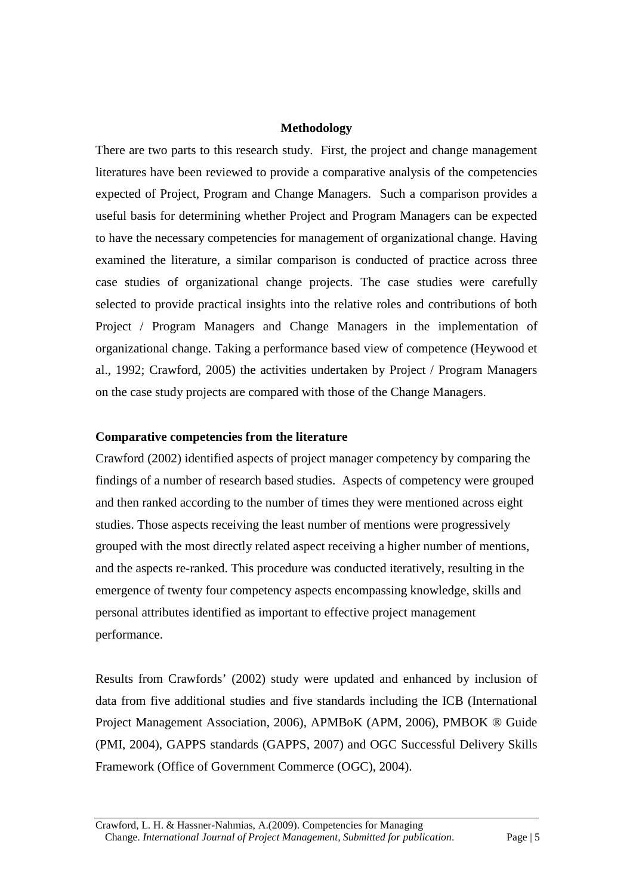## Methodology

There are two parts to this research study. First, the project and change management literatures have been reviewed to provide a comparative analysis of the competencies expected of Project, Program and Change Managers. Such a comparison provides a useful basis for determining whether Project and Program Managers can be expected to have the necessary competencies for management of organizational change. Having examined the literature, a similar comparison is conducted of practice across three case studies of organizational change projects. The case studies were carefully selected to provide practical insights into the relative roles and contributions of both Project / Program Managers and Change Managers in the implementation of organizational change. Taking a performance based view of competence (Heywood et al., 1992; Crawford, 2005) the activities undertaken by Project / Program Managers on the case study projects are compared with those of the Change Managers.

### Comparative competencies from the literature

Crawford (2002) identified aspects of project manager competency by comparing the findings of a number of research based studies. Aspects of competency were grouped and then ranked according to the number of times they were mentioned across eight studies. Those aspects receiving the least number of mentions were progressively grouped with the most directly related aspect receiving a higher number of mentions, and the aspects re-ranked. This procedure was conducted iteratively, resulting in the emergence of twenty four competency aspects encompassing knowledge, skills and personal attributes identified as important to effective project management performance.

Results from Crawfords' (2002) study were updated and enhanced by inclusion of data from five additional studies and five standards including the ICB (International Project Management Association, 2006), APMBoK (APM, 2006), PMBOK ® Guide (PMI, 2004), GAPPS standards (GAPPS, 2007) and OGC Successful Delivery Skills Framework (Office of Government Commerce (OGC), 2004).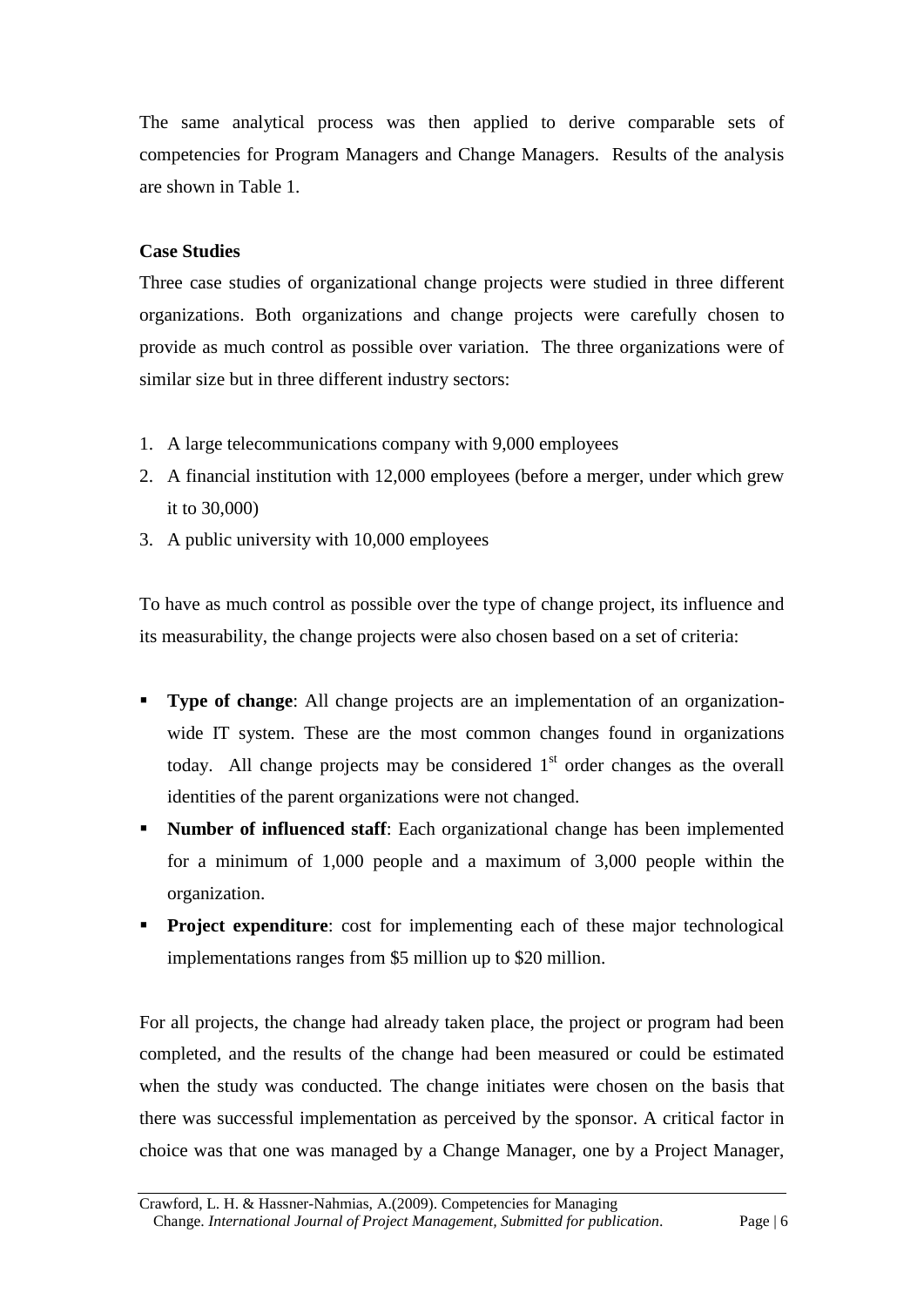The same analytical process was then applied to derive comparable sets of competencies for Program Managers and Change Managers. Results of the analysis are shown in Table 1.

**Case Studies**

Three case studies of organizational change projects were studied in three different organizations. Both organizations and change projects were carefully chosen to provide as much control as possible over variation. The three organizations were of similar size but in three different industry sectors:

1. A large telecommunications company with 9,000 employees
2. A financial institution with 12,000 employees (before a merger, under which grew it to 30,000)
3. A public university with 10,000 employees

To have as much control as possible over the type of change project, its influence and its measurability, the change projects were also chosen based on a set of criteria:

- **Type of change**: All change projects are an implementation of an organization-wide IT system. These are the most common changes found in organizations today. All change projects may be considered 1st order changes as the overall identities of the parent organizations were not changed.
- **Number of influenced staff**: Each organizational change has been implemented for a minimum of 1,000 people and a maximum of 3,000 people within the organization.
- **Project expenditure**: cost for implementing each of these major technological implementations ranges from $5 million up to $20 million.

For all projects, the change had already taken place, the project or program had been completed, and the results of the change had been measured or could be estimated when the study was conducted. The change initiates were chosen on the basis that there was successful implementation as perceived by the sponsor. A critical factor in choice was that one was managed by a Change Manager, one by a Project Manager,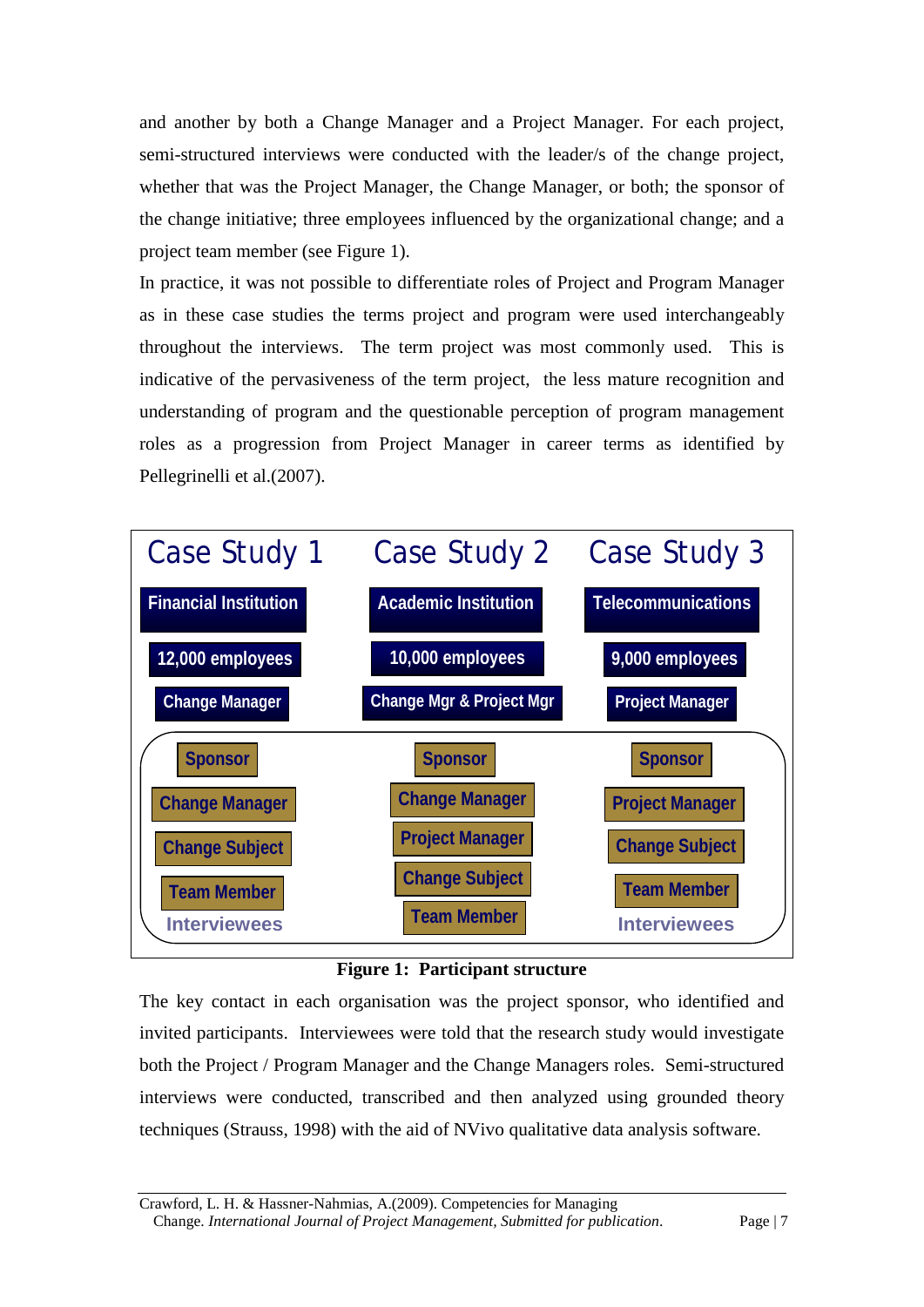and another by both a Change Manager and a Project Manager. For each project, semi-structured interviews were conducted with the leader/s of the change project, whether that was the Project Manager, the Change Manager, or both; the sponsor of the change initiative; three employees influenced by the organizational change; and a project team member (see Figure 1).

In practice, it was not possible to differentiate roles of Project and Program Manager as in these case studies the terms project and program were used interchangeably throughout the interviews. The term project was most commonly used. This is indicative of the pervasiveness of the term project, the less mature recognition and understanding of program and the questionable perception of program management roles as a progression from Project Manager in career terms as identified by Pellegrinelli et al.(2007).

| Case Study 1 | Case Study 2 | Case Study 3 |
|---|---|---|
| Financial Institution | Academic Institution | Telecommunications |
| 12,000 employees | 10,000 employees | 9,000 employees |
| Change Manager | Change Mgr & Project Mgr | Project Manager |
| **Interviewees:** | **Interviewees:** | **Interviewees:** |
| Sponsor | Sponsor | Sponsor |
| Change Manager | Change Manager | Project Manager |
| Change Subject | Project Manager | Change Subject |
| Team Member | Change Subject | Team Member |
| | Team Member | |

**Figure 1: Participant structure**

The key contact in each organisation was the project sponsor, who identified and invited participants. Interviewees were told that the research study would investigate both the Project / Program Manager and the Change Managers roles. Semi-structured interviews were conducted, transcribed and then analyzed using grounded theory techniques (Strauss, 1998) with the aid of NVivo qualitative data analysis software.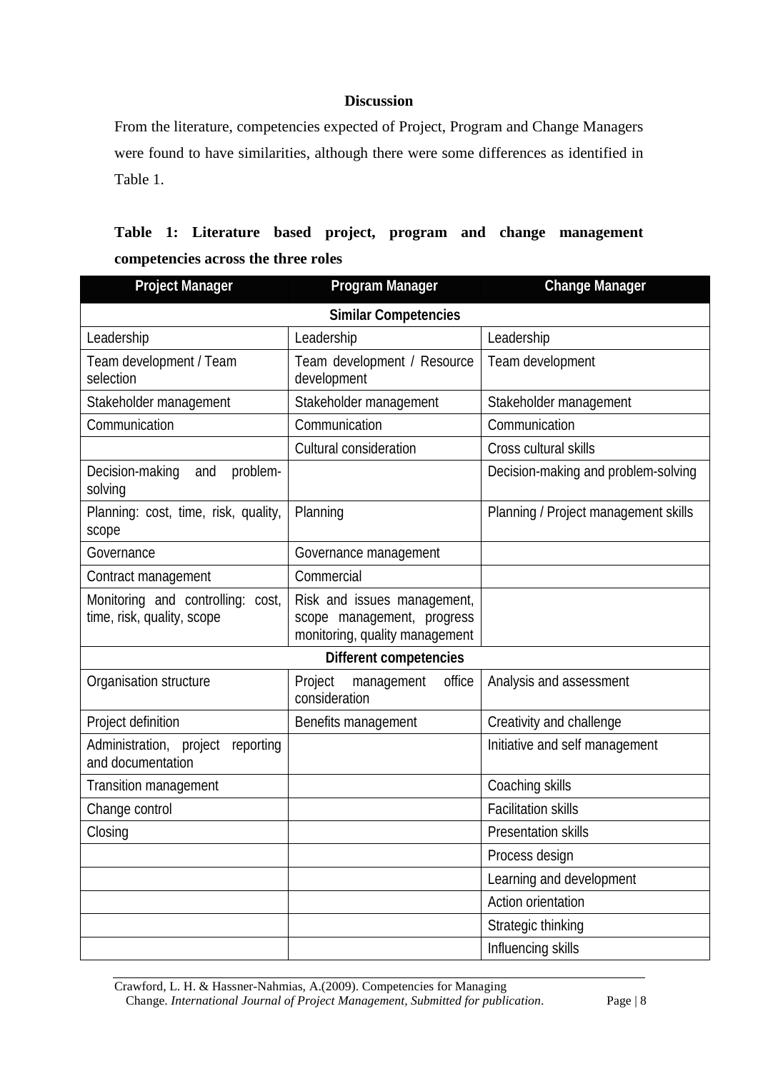## Discussion

From the literature, competencies expected of Project, Program and Change Managers were found to have similarities, although there were some differences as identified in Table 1.

**Table 1: Literature based project, program and change management competencies across the three roles**

| Project Manager | Program Manager | Change Manager |
|---|---|---|
| **Similar Competencies** | | |
| Leadership | Leadership | Leadership |
| Team development / Team selection | Team development / Resource development | Team development |
| Stakeholder management | Stakeholder management | Stakeholder management |
| Communication | Communication | Communication |
| | Cultural consideration | Cross cultural skills |
| Decision-making and problem-solving | | Decision-making and problem-solving |
| Planning: cost, time, risk, quality, scope | Planning | Planning / Project management skills |
| Governance | Governance management | |
| Contract management | Commercial | |
| Monitoring and controlling: cost, time, risk, quality, scope | Risk and issues management, scope management, progress monitoring, quality management | |
| **Different competencies** | | |
| Organisation structure | Project management office consideration | Analysis and assessment |
| Project definition | Benefits management | Creativity and challenge |
| Administration, project reporting and documentation | | Initiative and self management |
| Transition management | | Coaching skills |
| Change control | | Facilitation skills |
| Closing | | Presentation skills |
| | | Process design |
| | | Learning and development |
| | | Action orientation |
| | | Strategic thinking |
| | | Influencing skills |

Crawford, L. H. & Hassner-Nahmias, A.(2009). Competencies for Managing Change. *International Journal of Project Management, Submitted for publication*.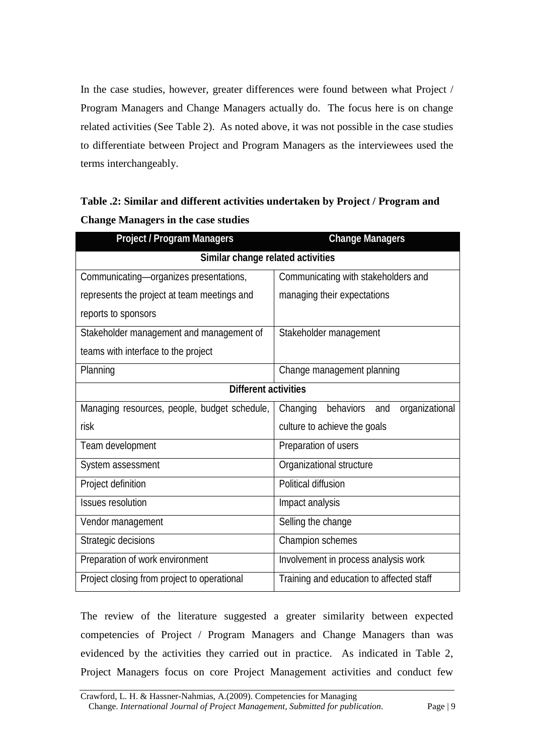In the case studies, however, greater differences were found between what Project / Program Managers and Change Managers actually do. The focus here is on change related activities (See Table 2). As noted above, it was not possible in the case studies to differentiate between Project and Program Managers as the interviewees used the terms interchangeably.

**Table .2: Similar and different activities undertaken by Project / Program and Change Managers in the case studies**

| Project / Program Managers | Change Managers |
|---|---|
| **Similar change related activities** | |
| Communicating—organizes presentations, represents the project at team meetings and reports to sponsors | Communicating with stakeholders and managing their expectations |
| Stakeholder management and management of teams with interface to the project | Stakeholder management |
| Planning | Change management planning |
| **Different activities** | |
| Managing resources, people, budget schedule, risk | Changing behaviors and organizational culture to achieve the goals |
| Team development | Preparation of users |
| System assessment | Organizational structure |
| Project definition | Political diffusion |
| Issues resolution | Impact analysis |
| Vendor management | Selling the change |
| Strategic decisions | Champion schemes |
| Preparation of work environment | Involvement in process analysis work |
| Project closing from project to operational | Training and education to affected staff |

The review of the literature suggested a greater similarity between expected competencies of Project / Program Managers and Change Managers than was evidenced by the activities they carried out in practice. As indicated in Table 2, Project Managers focus on core Project Management activities and conduct few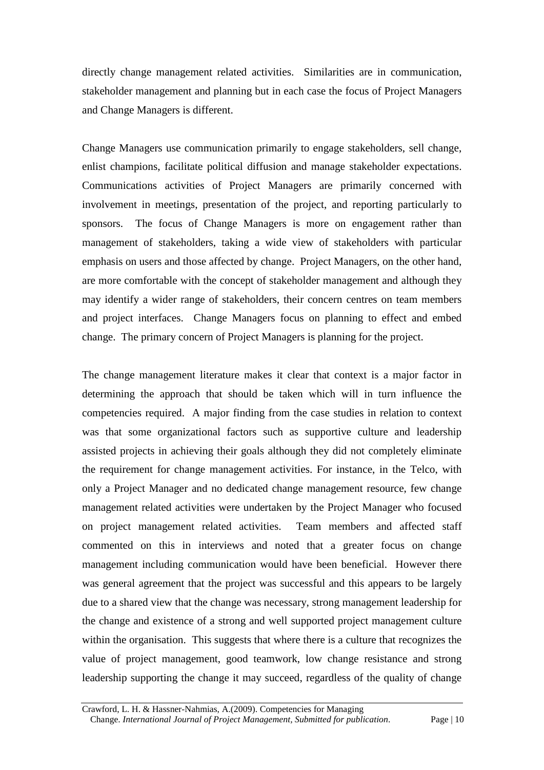directly change management related activities. Similarities are in communication, stakeholder management and planning but in each case the focus of Project Managers and Change Managers is different.

Change Managers use communication primarily to engage stakeholders, sell change, enlist champions, facilitate political diffusion and manage stakeholder expectations. Communications activities of Project Managers are primarily concerned with involvement in meetings, presentation of the project, and reporting particularly to sponsors. The focus of Change Managers is more on engagement rather than management of stakeholders, taking a wide view of stakeholders with particular emphasis on users and those affected by change. Project Managers, on the other hand, are more comfortable with the concept of stakeholder management and although they may identify a wider range of stakeholders, their concern centres on team members and project interfaces. Change Managers focus on planning to effect and embed change. The primary concern of Project Managers is planning for the project.

The change management literature makes it clear that context is a major factor in determining the approach that should be taken which will in turn influence the competencies required. A major finding from the case studies in relation to context was that some organizational factors such as supportive culture and leadership assisted projects in achieving their goals although they did not completely eliminate the requirement for change management activities. For instance, in the Telco, with only a Project Manager and no dedicated change management resource, few change management related activities were undertaken by the Project Manager who focused on project management related activities. Team members and affected staff commented on this in interviews and noted that a greater focus on change management including communication would have been beneficial. However there was general agreement that the project was successful and this appears to be largely due to a shared view that the change was necessary, strong management leadership for the change and existence of a strong and well supported project management culture within the organisation. This suggests that where there is a culture that recognizes the value of project management, good teamwork, low change resistance and strong leadership supporting the change it may succeed, regardless of the quality of change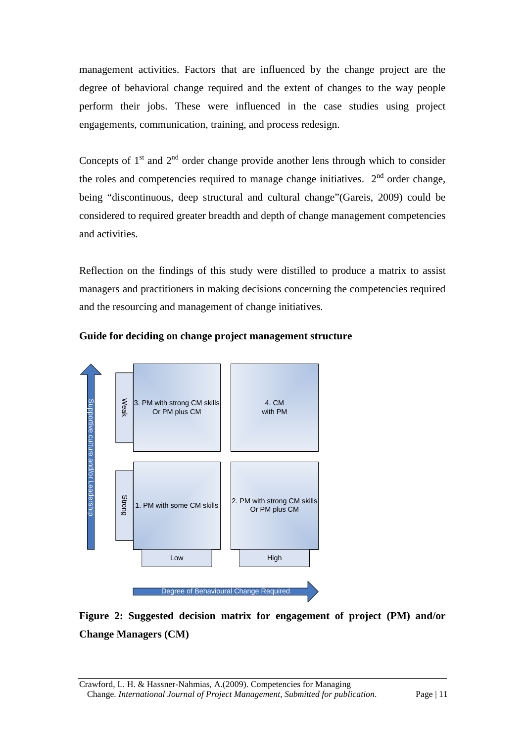management activities. Factors that are influenced by the change project are the degree of behavioral change required and the extent of changes to the way people perform their jobs. These were influenced in the case studies using project engagements, communication, training, and process redesign.

Concepts of 1st and 2nd order change provide another lens through which to consider the roles and competencies required to manage change initiatives. 2nd order change, being "discontinuous, deep structural and cultural change"(Gareis, 2009) could be considered to required greater breadth and depth of change management competencies and activities.

Reflection on the findings of this study were distilled to produce a matrix to assist managers and practitioners in making decisions concerning the competencies required and the resourcing and management of change initiatives.

**Guide for deciding on change project management structure**

| Supportive culture and/or Leadership | Low | High |
|---|---|---|
| Weak | 3. PM with strong CM skills Or PM plus CM | 4. CM with PM |
| Strong | 1. PM with some CM skills | 2. PM with strong CM skills Or PM plus CM |

Degree of Behavioural Change Required

**Figure 2: Suggested decision matrix for engagement of project (PM) and/or Change Managers (CM)**

Crawford, L. H. & Hassner-Nahmias, A.(2009). Competencies for Managing Change. *International Journal of Project Management, Submitted for publication*.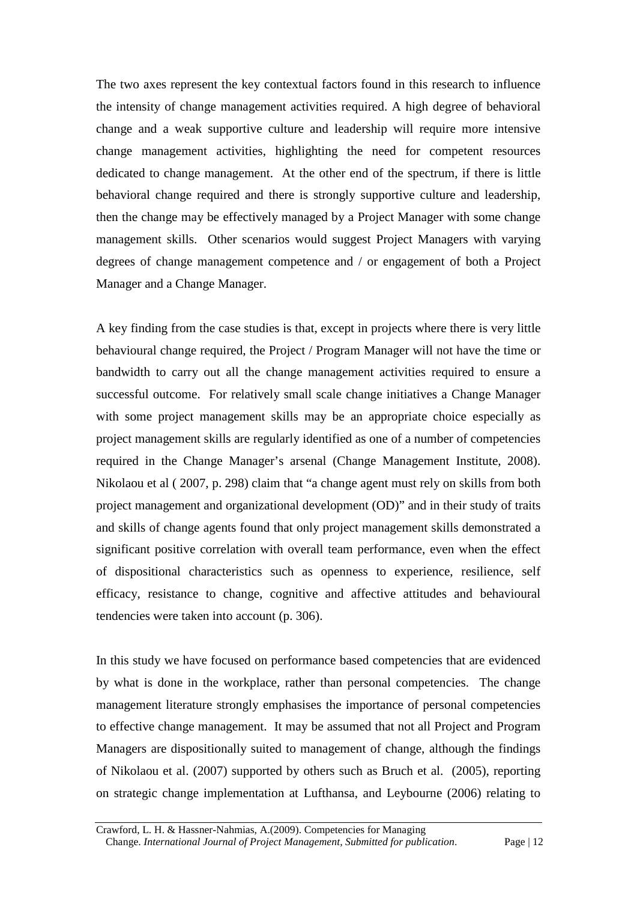The two axes represent the key contextual factors found in this research to influence the intensity of change management activities required. A high degree of behavioral change and a weak supportive culture and leadership will require more intensive change management activities, highlighting the need for competent resources dedicated to change management. At the other end of the spectrum, if there is little behavioral change required and there is strongly supportive culture and leadership, then the change may be effectively managed by a Project Manager with some change management skills. Other scenarios would suggest Project Managers with varying degrees of change management competence and / or engagement of both a Project Manager and a Change Manager.

A key finding from the case studies is that, except in projects where there is very little behavioural change required, the Project / Program Manager will not have the time or bandwidth to carry out all the change management activities required to ensure a successful outcome. For relatively small scale change initiatives a Change Manager with some project management skills may be an appropriate choice especially as project management skills are regularly identified as one of a number of competencies required in the Change Manager's arsenal (Change Management Institute, 2008). Nikolaou et al ( 2007, p. 298) claim that "a change agent must rely on skills from both project management and organizational development (OD)" and in their study of traits and skills of change agents found that only project management skills demonstrated a significant positive correlation with overall team performance, even when the effect of dispositional characteristics such as openness to experience, resilience, self efficacy, resistance to change, cognitive and affective attitudes and behavioural tendencies were taken into account (p. 306).

In this study we have focused on performance based competencies that are evidenced by what is done in the workplace, rather than personal competencies. The change management literature strongly emphasises the importance of personal competencies to effective change management. It may be assumed that not all Project and Program Managers are dispositionally suited to management of change, although the findings of Nikolaou et al. (2007) supported by others such as Bruch et al. (2005), reporting on strategic change implementation at Lufthansa, and Leybourne (2006) relating to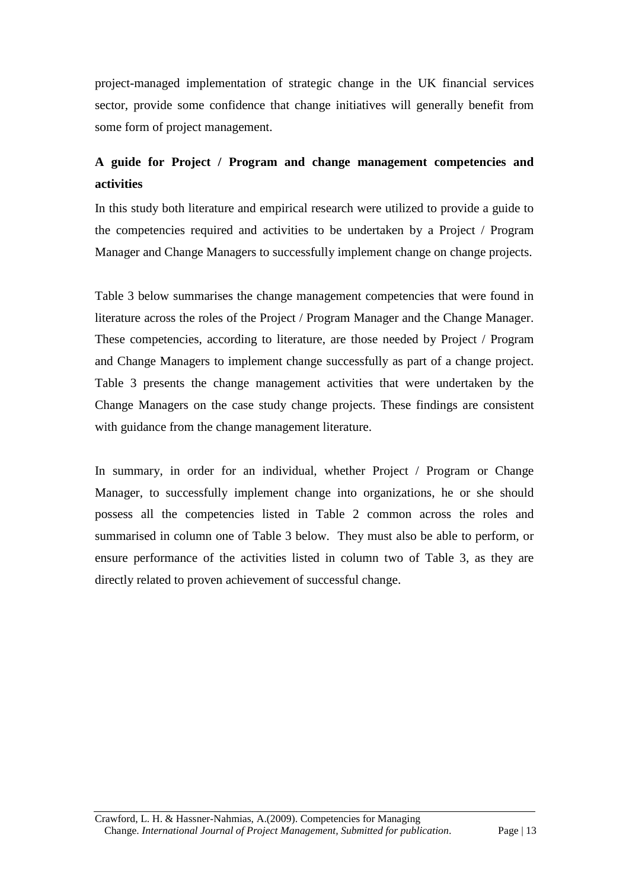project-managed implementation of strategic change in the UK financial services sector, provide some confidence that change initiatives will generally benefit from some form of project management.

## A guide for Project / Program and change management competencies and activities

In this study both literature and empirical research were utilized to provide a guide to the competencies required and activities to be undertaken by a Project / Program Manager and Change Managers to successfully implement change on change projects.

Table 3 below summarises the change management competencies that were found in literature across the roles of the Project / Program Manager and the Change Manager. These competencies, according to literature, are those needed by Project / Program and Change Managers to implement change successfully as part of a change project. Table 3 presents the change management activities that were undertaken by the Change Managers on the case study change projects. These findings are consistent with guidance from the change management literature.

In summary, in order for an individual, whether Project / Program or Change Manager, to successfully implement change into organizations, he or she should possess all the competencies listed in Table 2 common across the roles and summarised in column one of Table 3 below. They must also be able to perform, or ensure performance of the activities listed in column two of Table 3, as they are directly related to proven achievement of successful change.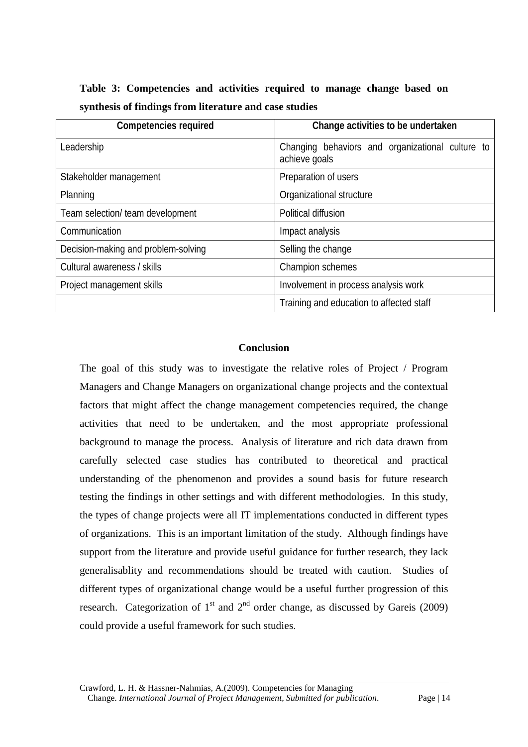**Table 3: Competencies and activities required to manage change based on synthesis of findings from literature and case studies**

| Competencies required | Change activities to be undertaken |
|---|---|
| Leadership | Changing behaviors and organizational culture to achieve goals |
| Stakeholder management | Preparation of users |
| Planning | Organizational structure |
| Team selection/ team development | Political diffusion |
| Communication | Impact analysis |
| Decision-making and problem-solving | Selling the change |
| Cultural awareness / skills | Champion schemes |
| Project management skills | Involvement in process analysis work |
| | Training and education to affected staff |

## Conclusion

The goal of this study was to investigate the relative roles of Project / Program Managers and Change Managers on organizational change projects and the contextual factors that might affect the change management competencies required, the change activities that need to be undertaken, and the most appropriate professional background to manage the process. Analysis of literature and rich data drawn from carefully selected case studies has contributed to theoretical and practical understanding of the phenomenon and provides a sound basis for future research testing the findings in other settings and with different methodologies. In this study, the types of change projects were all IT implementations conducted in different types of organizations. This is an important limitation of the study. Although findings have support from the literature and provide useful guidance for further research, they lack generalisablity and recommendations should be treated with caution. Studies of different types of organizational change would be a useful further progression of this research. Categorization of 1st and 2nd order change, as discussed by Gareis (2009) could provide a useful framework for such studies.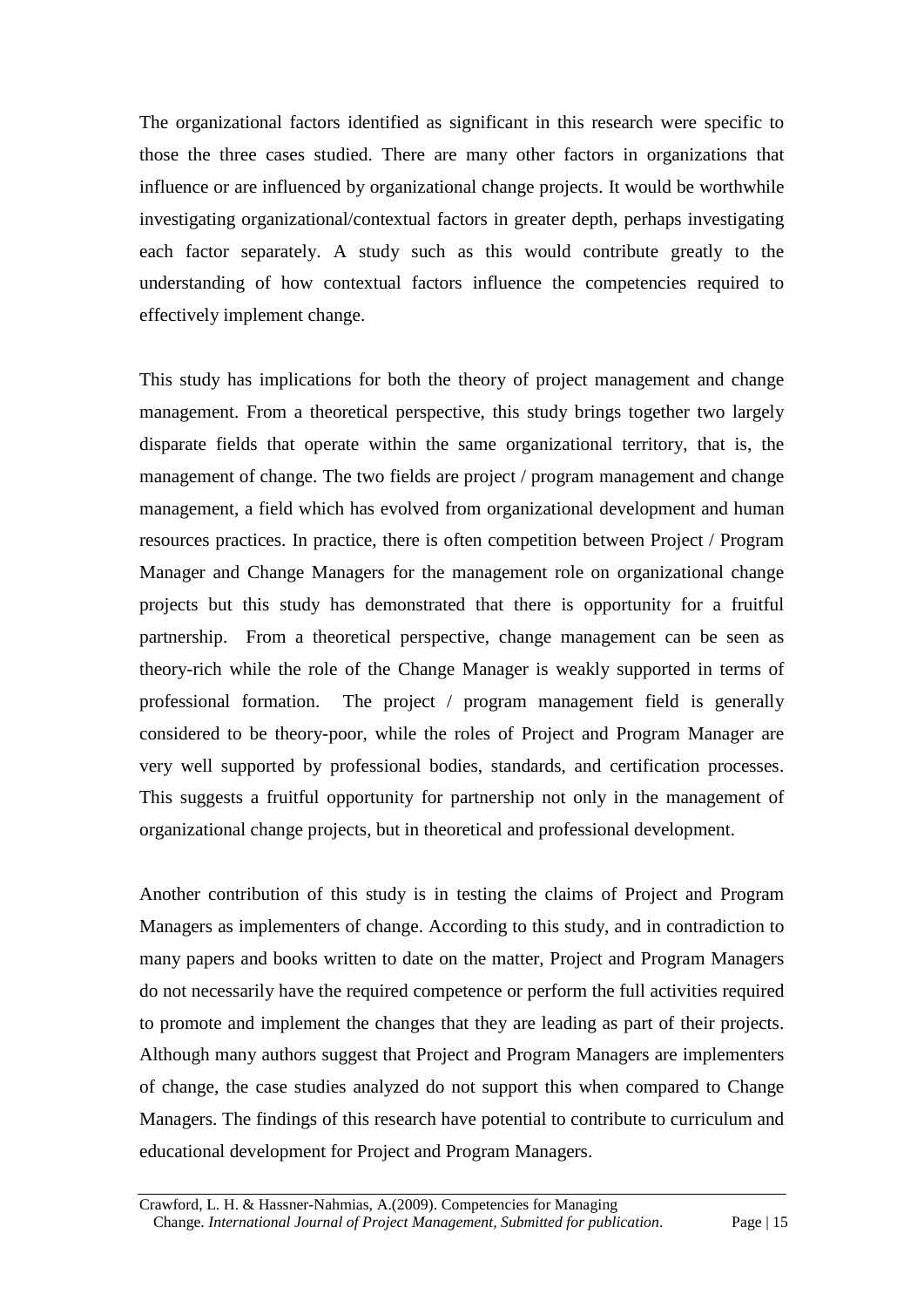The organizational factors identified as significant in this research were specific to those the three cases studied. There are many other factors in organizations that influence or are influenced by organizational change projects. It would be worthwhile investigating organizational/contextual factors in greater depth, perhaps investigating each factor separately. A study such as this would contribute greatly to the understanding of how contextual factors influence the competencies required to effectively implement change.

This study has implications for both the theory of project management and change management. From a theoretical perspective, this study brings together two largely disparate fields that operate within the same organizational territory, that is, the management of change. The two fields are project / program management and change management, a field which has evolved from organizational development and human resources practices. In practice, there is often competition between Project / Program Manager and Change Managers for the management role on organizational change projects but this study has demonstrated that there is opportunity for a fruitful partnership. From a theoretical perspective, change management can be seen as theory-rich while the role of the Change Manager is weakly supported in terms of professional formation. The project / program management field is generally considered to be theory-poor, while the roles of Project and Program Manager are very well supported by professional bodies, standards, and certification processes. This suggests a fruitful opportunity for partnership not only in the management of organizational change projects, but in theoretical and professional development.

Another contribution of this study is in testing the claims of Project and Program Managers as implementers of change. According to this study, and in contradiction to many papers and books written to date on the matter, Project and Program Managers do not necessarily have the required competence or perform the full activities required to promote and implement the changes that they are leading as part of their projects. Although many authors suggest that Project and Program Managers are implementers of change, the case studies analyzed do not support this when compared to Change Managers. The findings of this research have potential to contribute to curriculum and educational development for Project and Program Managers.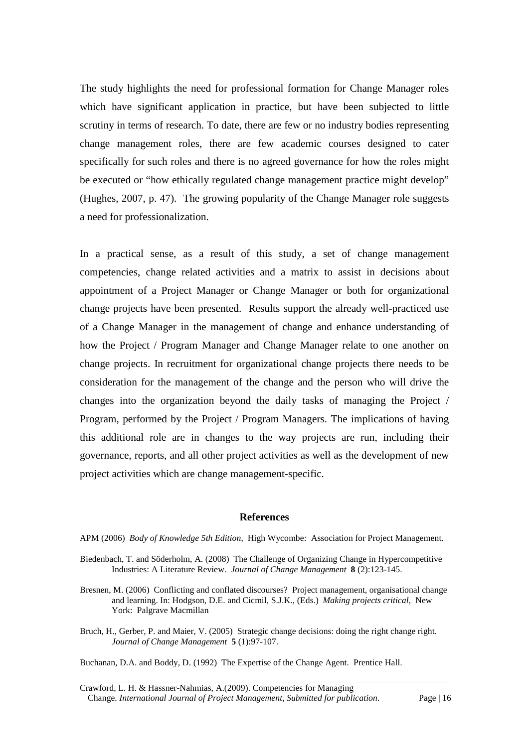The study highlights the need for professional formation for Change Manager roles which have significant application in practice, but have been subjected to little scrutiny in terms of research. To date, there are few or no industry bodies representing change management roles, there are few academic courses designed to cater specifically for such roles and there is no agreed governance for how the roles might be executed or "how ethically regulated change management practice might develop" (Hughes, 2007, p. 47). The growing popularity of the Change Manager role suggests a need for professionalization.

In a practical sense, as a result of this study, a set of change management competencies, change related activities and a matrix to assist in decisions about appointment of a Project Manager or Change Manager or both for organizational change projects have been presented. Results support the already well-practiced use of a Change Manager in the management of change and enhance understanding of how the Project / Program Manager and Change Manager relate to one another on change projects. In recruitment for organizational change projects there needs to be consideration for the management of the change and the person who will drive the changes into the organization beyond the daily tasks of managing the Project / Program, performed by the Project / Program Managers. The implications of having this additional role are in changes to the way projects are run, including their governance, reports, and all other project activities as well as the development of new project activities which are change management-specific.

## References

APM (2006) *Body of Knowledge 5th Edition*, High Wycombe: Association for Project Management.

Biedenbach, T. and Söderholm, A. (2008) The Challenge of Organizing Change in Hypercompetitive Industries: A Literature Review. *Journal of Change Management* **8** (2):123-145.

Bresnen, M. (2006) Conflicting and conflated discourses? Project management, organisational change and learning. In: Hodgson, D.E. and Cicmil, S.J.K., (Eds.) *Making projects critical*, New York: Palgrave Macmillan

Bruch, H., Gerber, P. and Maier, V. (2005) Strategic change decisions: doing the right change right. *Journal of Change Management* **5** (1):97-107.

Buchanan, D.A. and Boddy, D. (1992) The Expertise of the Change Agent. Prentice Hall.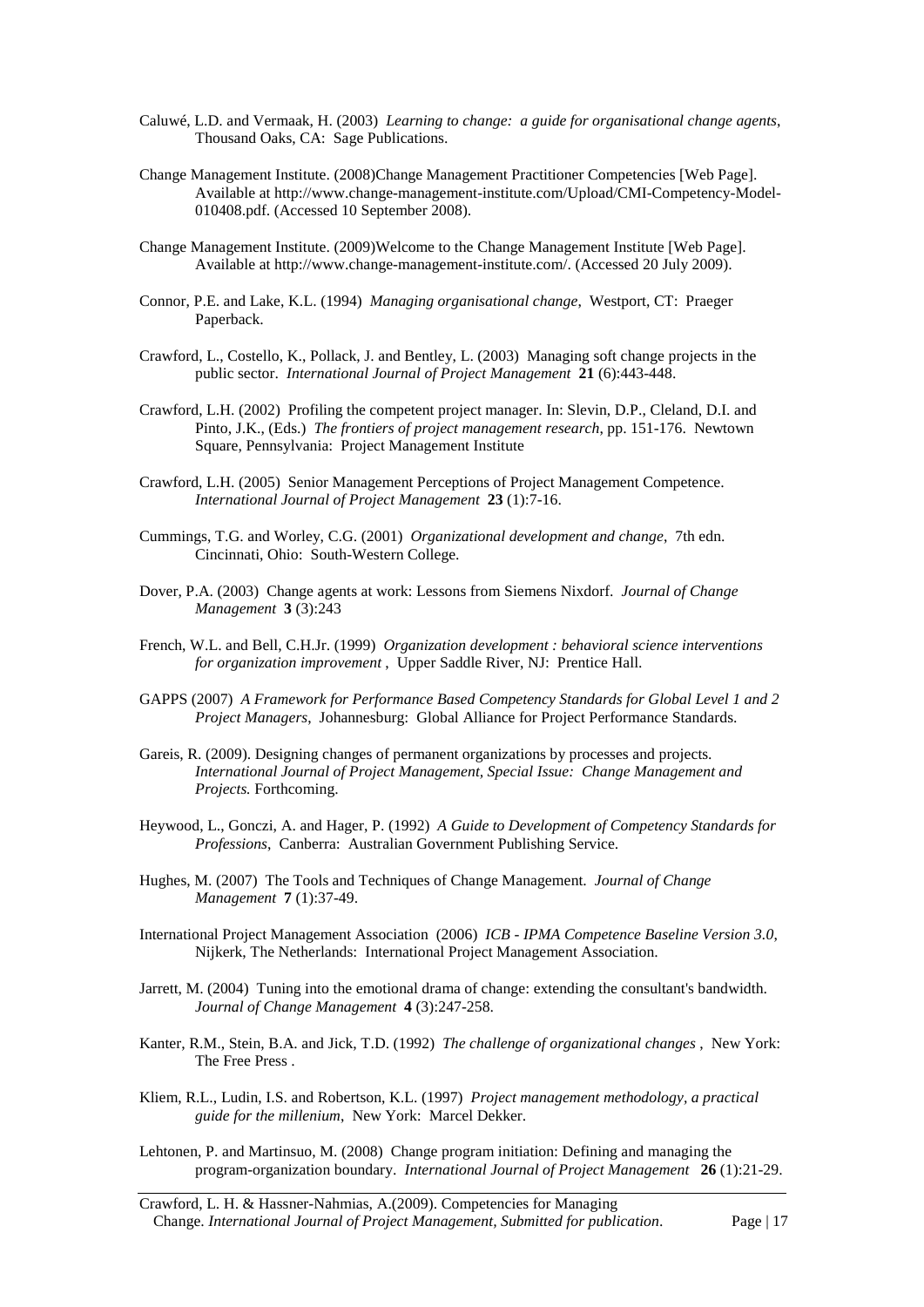Caluwé, L.D. and Vermaak, H. (2003) *Learning to change: a guide for organisational change agents*, Thousand Oaks, CA: Sage Publications.

Change Management Institute. (2008)Change Management Practitioner Competencies [Web Page]. Available at http://www.change-management-institute.com/Upload/CMI-Competency-Model-010408.pdf. (Accessed 10 September 2008).

Change Management Institute. (2009)Welcome to the Change Management Institute [Web Page]. Available at http://www.change-management-institute.com/. (Accessed 20 July 2009).

Connor, P.E. and Lake, K.L. (1994) *Managing organisational change*, Westport, CT: Praeger Paperback.

Crawford, L., Costello, K., Pollack, J. and Bentley, L. (2003) Managing soft change projects in the public sector. *International Journal of Project Management* **21** (6):443-448.

Crawford, L.H. (2002) Profiling the competent project manager. In: Slevin, D.P., Cleland, D.I. and Pinto, J.K., (Eds.) *The frontiers of project management research*, pp. 151-176. Newtown Square, Pennsylvania: Project Management Institute

Crawford, L.H. (2005) Senior Management Perceptions of Project Management Competence. *International Journal of Project Management* **23** (1):7-16.

Cummings, T.G. and Worley, C.G. (2001) *Organizational development and change*, 7th edn. Cincinnati, Ohio: South-Western College.

Dover, P.A. (2003) Change agents at work: Lessons from Siemens Nixdorf. *Journal of Change Management* **3** (3):243

French, W.L. and Bell, C.H.Jr. (1999) *Organization development : behavioral science interventions for organization improvement* , Upper Saddle River, NJ: Prentice Hall.

GAPPS (2007) *A Framework for Performance Based Competency Standards for Global Level 1 and 2 Project Managers*, Johannesburg: Global Alliance for Project Performance Standards.

Gareis, R. (2009). Designing changes of permanent organizations by processes and projects. *International Journal of Project Management, Special Issue: Change Management and Projects.* Forthcoming.

Heywood, L., Gonczi, A. and Hager, P. (1992) *A Guide to Development of Competency Standards for Professions*, Canberra: Australian Government Publishing Service.

Hughes, M. (2007) The Tools and Techniques of Change Management. *Journal of Change Management* **7** (1):37-49.

International Project Management Association (2006) *ICB - IPMA Competence Baseline Version 3.0*, Nijkerk, The Netherlands: International Project Management Association.

Jarrett, M. (2004) Tuning into the emotional drama of change: extending the consultant's bandwidth. *Journal of Change Management* **4** (3):247-258.

Kanter, R.M., Stein, B.A. and Jick, T.D. (1992) *The challenge of organizational changes* , New York: The Free Press .

Kliem, R.L., Ludin, I.S. and Robertson, K.L. (1997) *Project management methodology, a practical guide for the millenium*, New York: Marcel Dekker.

Lehtonen, P. and Martinsuo, M. (2008) Change program initiation: Defining and managing the program-organization boundary. *International Journal of Project Management* **26** (1):21-29.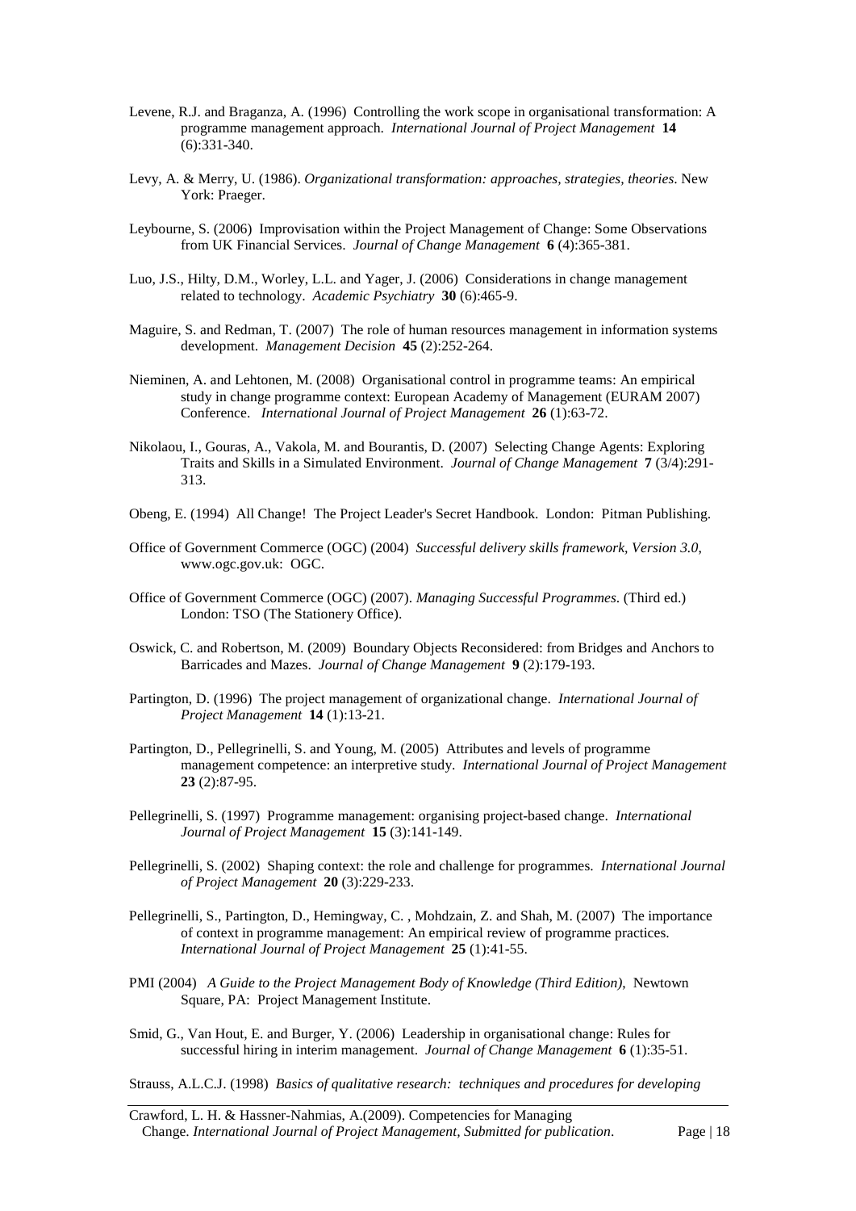Levene, R.J. and Braganza, A. (1996) Controlling the work scope in organisational transformation: A programme management approach. *International Journal of Project Management* **14** (6):331-340.

Levy, A. & Merry, U. (1986). *Organizational transformation: approaches, strategies, theories*. New York: Praeger.

Leybourne, S. (2006) Improvisation within the Project Management of Change: Some Observations from UK Financial Services. *Journal of Change Management* **6** (4):365-381.

Luo, J.S., Hilty, D.M., Worley, L.L. and Yager, J. (2006) Considerations in change management related to technology. *Academic Psychiatry* **30** (6):465-9.

Maguire, S. and Redman, T. (2007) The role of human resources management in information systems development. *Management Decision* **45** (2):252-264.

Nieminen, A. and Lehtonen, M. (2008) Organisational control in programme teams: An empirical study in change programme context: European Academy of Management (EURAM 2007) Conference. *International Journal of Project Management* **26** (1):63-72.

Nikolaou, I., Gouras, A., Vakola, M. and Bourantis, D. (2007) Selecting Change Agents: Exploring Traits and Skills in a Simulated Environment. *Journal of Change Management* **7** (3/4):291-313.

Obeng, E. (1994) All Change! The Project Leader's Secret Handbook. London: Pitman Publishing.

Office of Government Commerce (OGC) (2004) *Successful delivery skills framework, Version 3.0*, www.ogc.gov.uk: OGC.

Office of Government Commerce (OGC) (2007). *Managing Successful Programmes*. (Third ed.) London: TSO (The Stationery Office).

Oswick, C. and Robertson, M. (2009) Boundary Objects Reconsidered: from Bridges and Anchors to Barricades and Mazes. *Journal of Change Management* **9** (2):179-193.

Partington, D. (1996) The project management of organizational change. *International Journal of Project Management* **14** (1):13-21.

Partington, D., Pellegrinelli, S. and Young, M. (2005) Attributes and levels of programme management competence: an interpretive study. *International Journal of Project Management* **23** (2):87-95.

Pellegrinelli, S. (1997) Programme management: organising project-based change. *International Journal of Project Management* **15** (3):141-149.

Pellegrinelli, S. (2002) Shaping context: the role and challenge for programmes. *International Journal of Project Management* **20** (3):229-233.

Pellegrinelli, S., Partington, D., Hemingway, C. , Mohdzain, Z. and Shah, M. (2007) The importance of context in programme management: An empirical review of programme practices. *International Journal of Project Management* **25** (1):41-55.

PMI (2004) *A Guide to the Project Management Body of Knowledge (Third Edition)*, Newtown Square, PA: Project Management Institute.

Smid, G., Van Hout, E. and Burger, Y. (2006) Leadership in organisational change: Rules for successful hiring in interim management. *Journal of Change Management* **6** (1):35-51.

Strauss, A.L.C.J. (1998) *Basics of qualitative research: techniques and procedures for developing*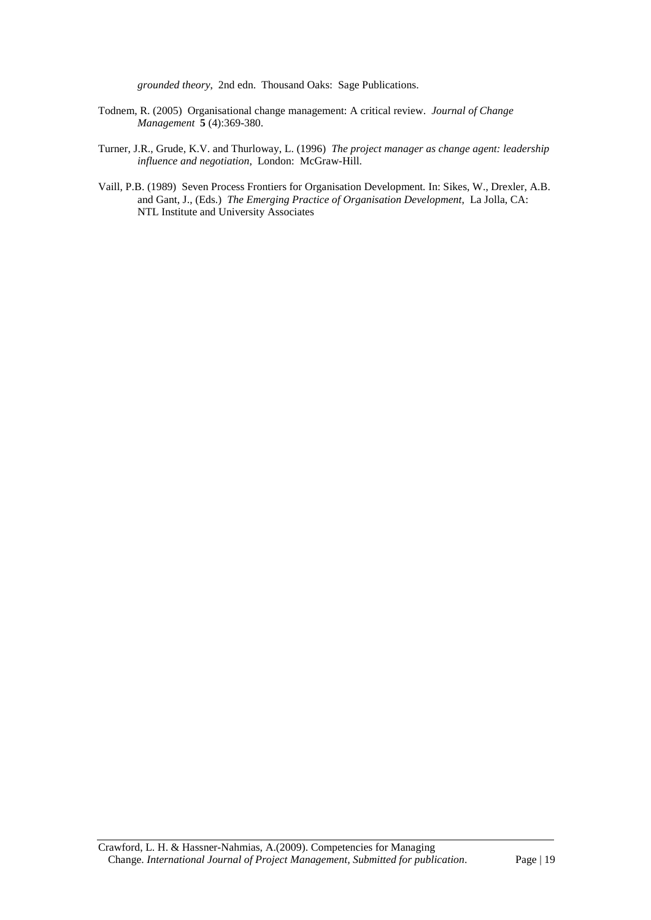*grounded theory*, 2nd edn. Thousand Oaks: Sage Publications.

Todnem, R. (2005) Organisational change management: A critical review. *Journal of Change Management* **5** (4):369-380.

Turner, J.R., Grude, K.V. and Thurloway, L. (1996) *The project manager as change agent: leadership influence and negotiation*, London: McGraw-Hill.

Vaill, P.B. (1989) Seven Process Frontiers for Organisation Development. In: Sikes, W., Drexler, A.B. and Gant, J., (Eds.) *The Emerging Practice of Organisation Development*, La Jolla, CA: NTL Institute and University Associates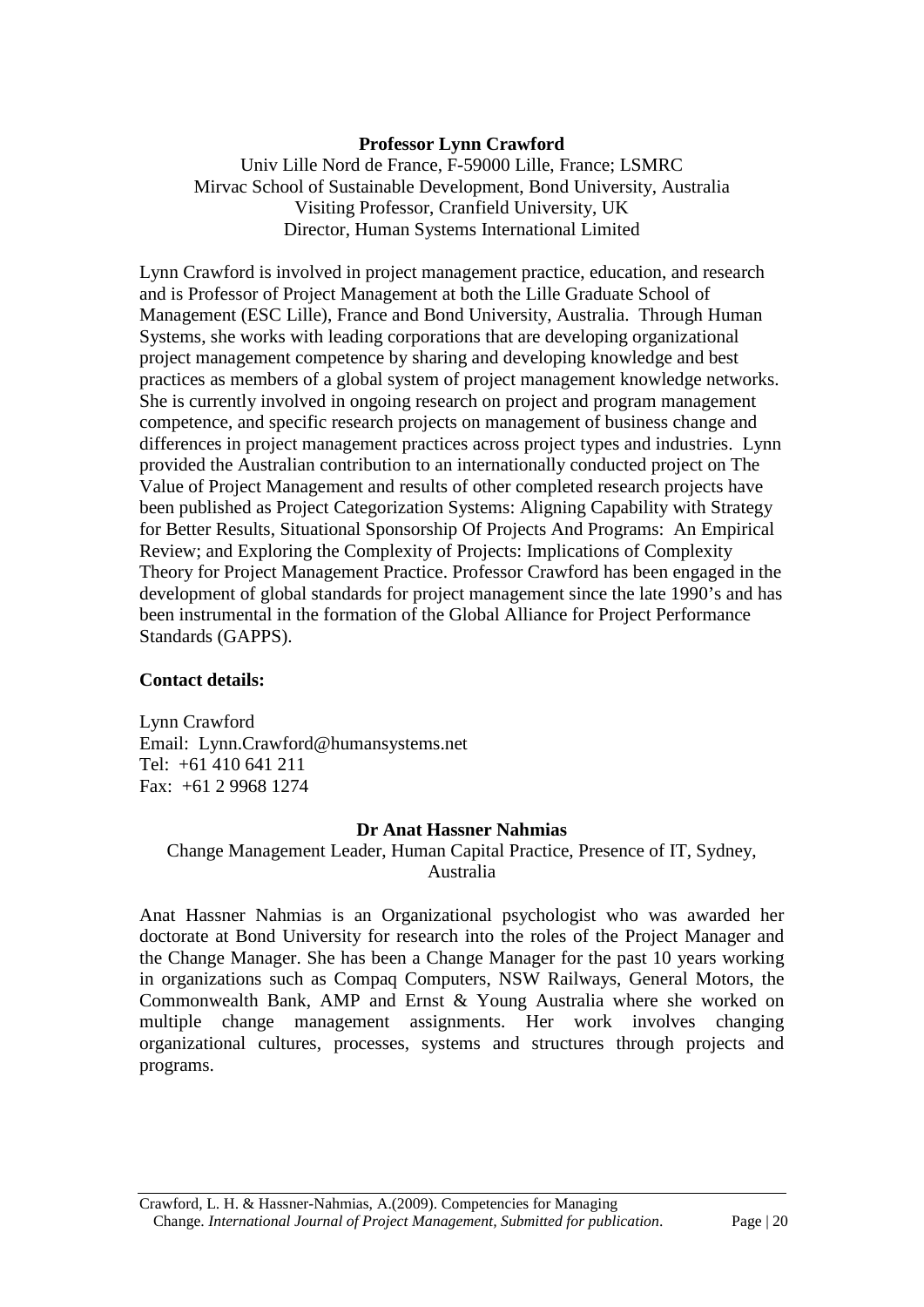**Professor Lynn Crawford**

Univ Lille Nord de France, F-59000 Lille, France; LSMRC
Mirvac School of Sustainable Development, Bond University, Australia
Visiting Professor, Cranfield University, UK
Director, Human Systems International Limited

Lynn Crawford is involved in project management practice, education, and research and is Professor of Project Management at both the Lille Graduate School of Management (ESC Lille), France and Bond University, Australia. Through Human Systems, she works with leading corporations that are developing organizational project management competence by sharing and developing knowledge and best practices as members of a global system of project management knowledge networks. She is currently involved in ongoing research on project and program management competence, and specific research projects on management of business change and differences in project management practices across project types and industries. Lynn provided the Australian contribution to an internationally conducted project on The Value of Project Management and results of other completed research projects have been published as Project Categorization Systems: Aligning Capability with Strategy for Better Results, Situational Sponsorship Of Projects And Programs: An Empirical Review; and Exploring the Complexity of Projects: Implications of Complexity Theory for Project Management Practice. Professor Crawford has been engaged in the development of global standards for project management since the late 1990's and has been instrumental in the formation of the Global Alliance for Project Performance Standards (GAPPS).

**Contact details:**

Lynn Crawford
Email: Lynn.Crawford@humansystems.net
Tel: +61 410 641 211
Fax: +61 2 9968 1274

**Dr Anat Hassner Nahmias**

Change Management Leader, Human Capital Practice, Presence of IT, Sydney, Australia

Anat Hassner Nahmias is an Organizational psychologist who was awarded her doctorate at Bond University for research into the roles of the Project Manager and the Change Manager. She has been a Change Manager for the past 10 years working in organizations such as Compaq Computers, NSW Railways, General Motors, the Commonwealth Bank, AMP and Ernst & Young Australia where she worked on multiple change management assignments. Her work involves changing organizational cultures, processes, systems and structures through projects and programs.